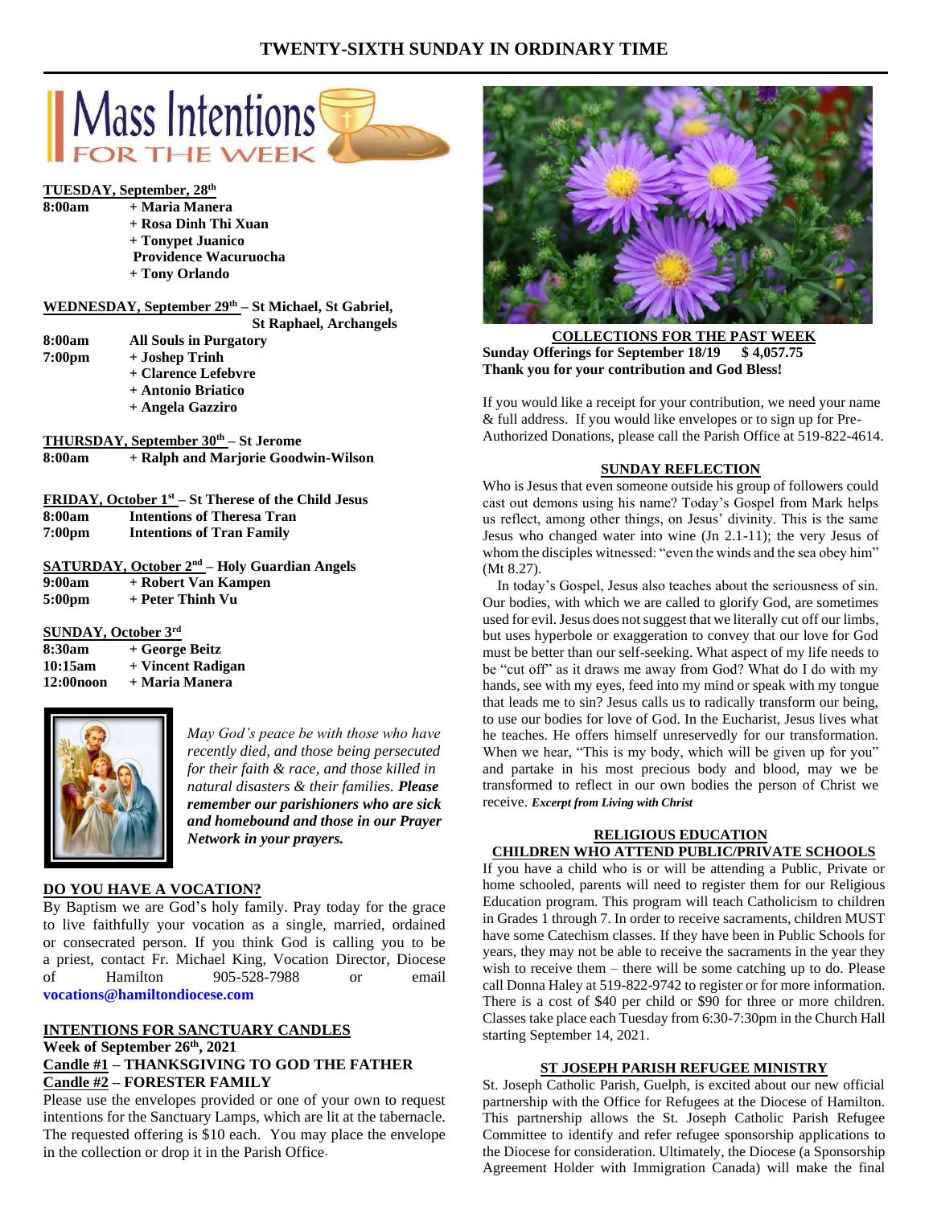# TWENTY-SIXTH SUNDAY IN ORDINARY TIME

## Mass Intentions FOR THE WEEK

**TUESDAY, September, 28th**

**8:00am** + Maria Manera
+ Rosa Dinh Thi Xuan
+ Tonypet Juanico
Providence Wacuruocha
+ Tony Orlando

**WEDNESDAY, September 29th – St Michael, St Gabriel, St Raphael, Archangels**

**8:00am** All Souls in Purgatory
**7:00pm** + Joshep Trinh
+ Clarence Lefebvre
+ Antonio Briatico
+ Angela Gazziro

**THURSDAY, September 30th – St Jerome**

**8:00am** + Ralph and Marjorie Goodwin-Wilson

**FRIDAY, October 1st – St Therese of the Child Jesus**

**8:00am** Intentions of Theresa Tran
**7:00pm** Intentions of Tran Family

**SATURDAY, October 2nd – Holy Guardian Angels**

**9:00am** + Robert Van Kampen
**5:00pm** + Peter Thinh Vu

**SUNDAY, October 3rd**

**8:30am** + George Beitz
**10:15am** + Vincent Radigan
**12:00noon** + Maria Manera

*May God's peace be with those who have recently died, and those being persecuted for their faith & race, and those killed in natural disasters & their families.* ***Please remember our parishioners who are sick and homebound and those in our Prayer Network in your prayers.***

## DO YOU HAVE A VOCATION?

By Baptism we are God's holy family. Pray today for the grace to live faithfully your vocation as a single, married, ordained or consecrated person. If you think God is calling you to be a priest, contact Fr. Michael King, Vocation Director, Diocese of Hamilton 905-528-7988 or email **vocations@hamiltondiocese.com**

## INTENTIONS FOR SANCTUARY CANDLES

**Week of September 26th, 2021**
**Candle #1 – THANKSGIVING TO GOD THE FATHER**
**Candle #2 – FORESTER FAMILY**

Please use the envelopes provided or one of your own to request intentions for the Sanctuary Lamps, which are lit at the tabernacle. The requested offering is $10 each. You may place the envelope in the collection or drop it in the Parish Office.

## COLLECTIONS FOR THE PAST WEEK

**Sunday Offerings for September 18/19 $ 4,057.75**
**Thank you for your contribution and God Bless!**

If you would like a receipt for your contribution, we need your name & full address. If you would like envelopes or to sign up for Pre-Authorized Donations, please call the Parish Office at 519-822-4614.

## SUNDAY REFLECTION

Who is Jesus that even someone outside his group of followers could cast out demons using his name? Today's Gospel from Mark helps us reflect, among other things, on Jesus' divinity. This is the same Jesus who changed water into wine (Jn 2.1-11); the very Jesus of whom the disciples witnessed: "even the winds and the sea obey him" (Mt 8.27).

In today's Gospel, Jesus also teaches about the seriousness of sin. Our bodies, with which we are called to glorify God, are sometimes used for evil. Jesus does not suggest that we literally cut off our limbs, but uses hyperbole or exaggeration to convey that our love for God must be better than our self-seeking. What aspect of my life needs to be "cut off" as it draws me away from God? What do I do with my hands, see with my eyes, feed into my mind or speak with my tongue that leads me to sin? Jesus calls us to radically transform our being, to use our bodies for love of God. In the Eucharist, Jesus lives what he teaches. He offers himself unreservedly for our transformation. When we hear, "This is my body, which will be given up for you" and partake in his most precious body and blood, may we be transformed to reflect in our own bodies the person of Christ we receive. ***Excerpt from Living with Christ***

## RELIGIOUS EDUCATION
## CHILDREN WHO ATTEND PUBLIC/PRIVATE SCHOOLS

If you have a child who is or will be attending a Public, Private or home schooled, parents will need to register them for our Religious Education program. This program will teach Catholicism to children in Grades 1 through 7. In order to receive sacraments, children MUST have some Catechism classes. If they have been in Public Schools for years, they may not be able to receive the sacraments in the year they wish to receive them – there will be some catching up to do. Please call Donna Haley at 519-822-9742 to register or for more information. There is a cost of $40 per child or $90 for three or more children. Classes take place each Tuesday from 6:30-7:30pm in the Church Hall starting September 14, 2021.

## ST JOSEPH PARISH REFUGEE MINISTRY

St. Joseph Catholic Parish, Guelph, is excited about our new official partnership with the Office for Refugees at the Diocese of Hamilton. This partnership allows the St. Joseph Catholic Parish Refugee Committee to identify and refer refugee sponsorship applications to the Diocese for consideration. Ultimately, the Diocese (a Sponsorship Agreement Holder with Immigration Canada) will make the final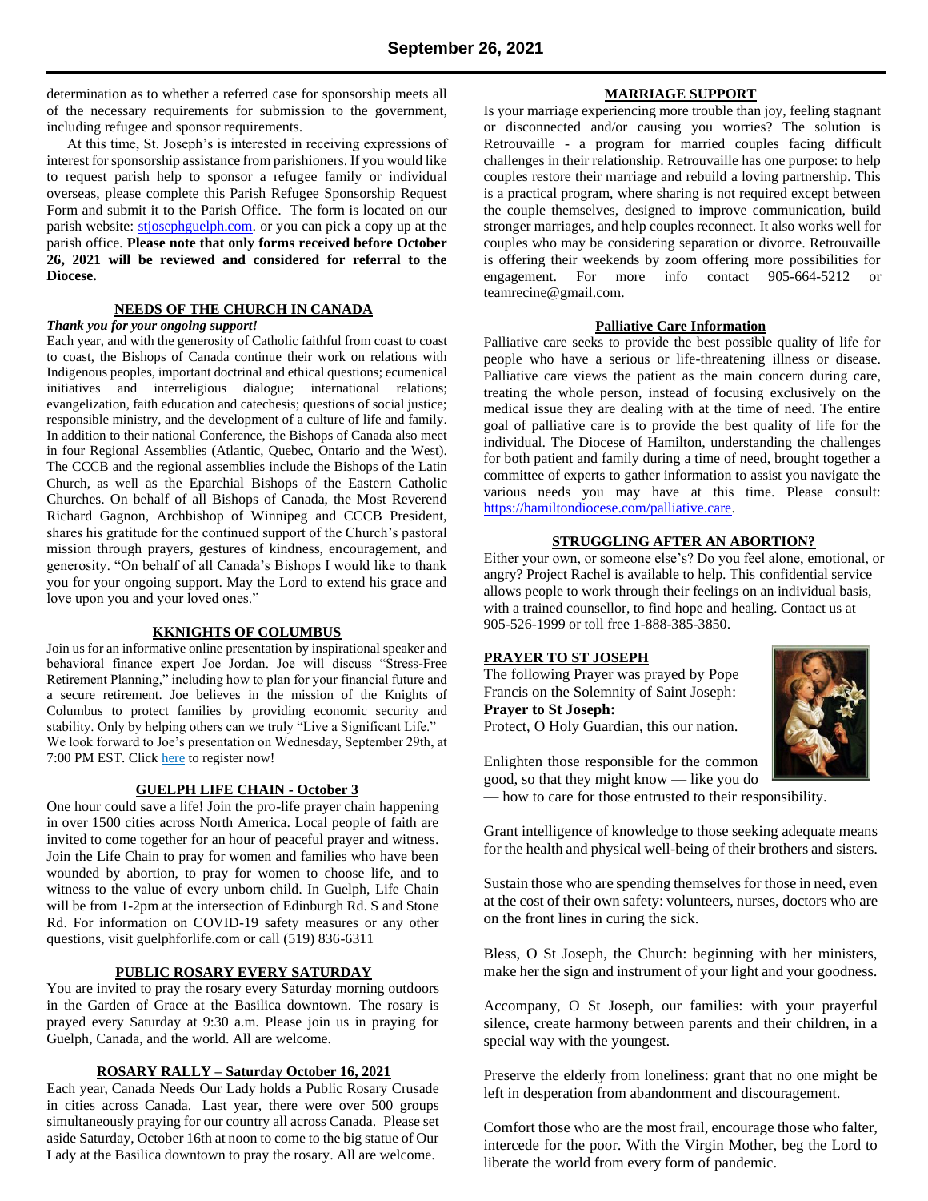determination as to whether a referred case for sponsorship meets all of the necessary requirements for submission to the government, including refugee and sponsor requirements.

At this time, St. Joseph's is interested in receiving expressions of interest for sponsorship assistance from parishioners. If you would like to request parish help to sponsor a refugee family or individual overseas, please complete this Parish Refugee Sponsorship Request Form and submit it to the Parish Office. The form is located on our parish website: stjosephguelph.com. or you can pick a copy up at the parish office. **Please note that only forms received before October 26, 2021 will be reviewed and considered for referral to the Diocese.**

## NEEDS OF THE CHURCH IN CANADA

***Thank you for your ongoing support!***

Each year, and with the generosity of Catholic faithful from coast to coast to coast, the Bishops of Canada continue their work on relations with Indigenous peoples, important doctrinal and ethical questions; ecumenical initiatives and interreligious dialogue; international relations; evangelization, faith education and catechesis; questions of social justice; responsible ministry, and the development of a culture of life and family. In addition to their national Conference, the Bishops of Canada also meet in four Regional Assemblies (Atlantic, Quebec, Ontario and the West). The CCCB and the regional assemblies include the Bishops of the Latin Church, as well as the Eparchial Bishops of the Eastern Catholic Churches. On behalf of all Bishops of Canada, the Most Reverend Richard Gagnon, Archbishop of Winnipeg and CCCB President, shares his gratitude for the continued support of the Church's pastoral mission through prayers, gestures of kindness, encouragement, and generosity. "On behalf of all Canada's Bishops I would like to thank you for your ongoing support. May the Lord to extend his grace and love upon you and your loved ones."

## KKNIGHTS OF COLUMBUS

Join us for an informative online presentation by inspirational speaker and behavioral finance expert Joe Jordan. Joe will discuss "Stress-Free Retirement Planning," including how to plan for your financial future and a secure retirement. Joe believes in the mission of the Knights of Columbus to protect families by providing economic security and stability. Only by helping others can we truly "Live a Significant Life." We look forward to Joe's presentation on Wednesday, September 29th, at 7:00 PM EST. Click here to register now!

## GUELPH LIFE CHAIN - October 3

One hour could save a life! Join the pro-life prayer chain happening in over 1500 cities across North America. Local people of faith are invited to come together for an hour of peaceful prayer and witness. Join the Life Chain to pray for women and families who have been wounded by abortion, to pray for women to choose life, and to witness to the value of every unborn child. In Guelph, Life Chain will be from 1-2pm at the intersection of Edinburgh Rd. S and Stone Rd. For information on COVID-19 safety measures or any other questions, visit guelphforlife.com or call (519) 836-6311

## PUBLIC ROSARY EVERY SATURDAY

You are invited to pray the rosary every Saturday morning outdoors in the Garden of Grace at the Basilica downtown. The rosary is prayed every Saturday at 9:30 a.m. Please join us in praying for Guelph, Canada, and the world. All are welcome.

## ROSARY RALLY – Saturday October 16, 2021

Each year, Canada Needs Our Lady holds a Public Rosary Crusade in cities across Canada. Last year, there were over 500 groups simultaneously praying for our country all across Canada. Please set aside Saturday, October 16th at noon to come to the big statue of Our Lady at the Basilica downtown to pray the rosary. All are welcome.

## MARRIAGE SUPPORT

Is your marriage experiencing more trouble than joy, feeling stagnant or disconnected and/or causing you worries? The solution is Retrouvaille - a program for married couples facing difficult challenges in their relationship. Retrouvaille has one purpose: to help couples restore their marriage and rebuild a loving partnership. This is a practical program, where sharing is not required except between the couple themselves, designed to improve communication, build stronger marriages, and help couples reconnect. It also works well for couples who may be considering separation or divorce. Retrouvaille is offering their weekends by zoom offering more possibilities for engagement. For more info contact 905-664-5212 or teamrecine@gmail.com.

## Palliative Care Information

Palliative care seeks to provide the best possible quality of life for people who have a serious or life-threatening illness or disease. Palliative care views the patient as the main concern during care, treating the whole person, instead of focusing exclusively on the medical issue they are dealing with at the time of need. The entire goal of palliative care is to provide the best quality of life for the individual. The Diocese of Hamilton, understanding the challenges for both patient and family during a time of need, brought together a committee of experts to gather information to assist you navigate the various needs you may have at this time. Please consult: https://hamiltondiocese.com/palliative.care.

## STRUGGLING AFTER AN ABORTION?

Either your own, or someone else's? Do you feel alone, emotional, or angry? Project Rachel is available to help. This confidential service allows people to work through their feelings on an individual basis, with a trained counsellor, to find hope and healing. Contact us at 905-526-1999 or toll free 1-888-385-3850.

## PRAYER TO ST JOSEPH

The following Prayer was prayed by Pope Francis on the Solemnity of Saint Joseph:

**Prayer to St Joseph:**

Protect, O Holy Guardian, this our nation.

Enlighten those responsible for the common good, so that they might know — like you do — how to care for those entrusted to their responsibility.

Grant intelligence of knowledge to those seeking adequate means for the health and physical well-being of their brothers and sisters.

Sustain those who are spending themselves for those in need, even at the cost of their own safety: volunteers, nurses, doctors who are on the front lines in curing the sick.

Bless, O St Joseph, the Church: beginning with her ministers, make her the sign and instrument of your light and your goodness.

Accompany, O St Joseph, our families: with your prayerful silence, create harmony between parents and their children, in a special way with the youngest.

Preserve the elderly from loneliness: grant that no one might be left in desperation from abandonment and discouragement.

Comfort those who are the most frail, encourage those who falter, intercede for the poor. With the Virgin Mother, beg the Lord to liberate the world from every form of pandemic.